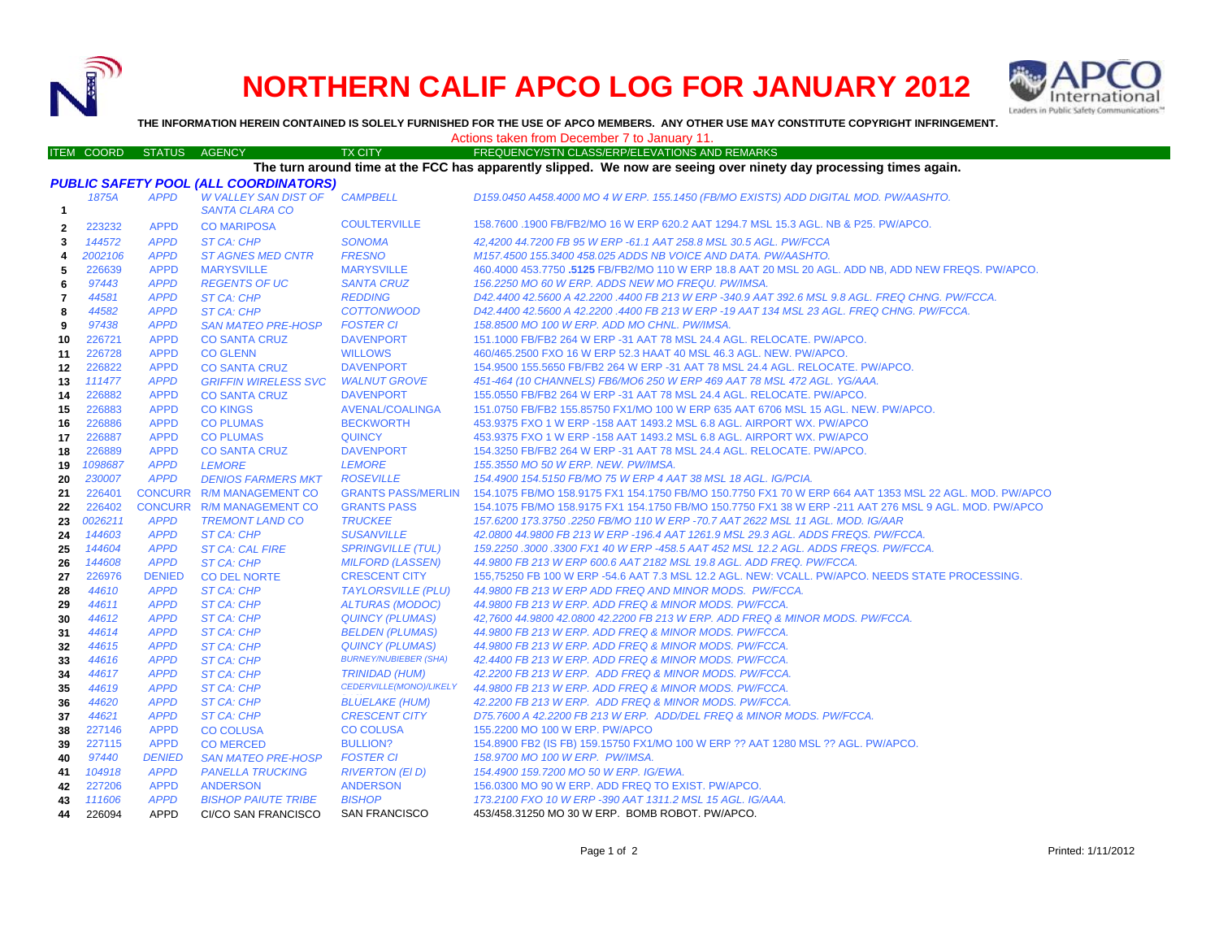# NORTHERN CALIF APCO LOG FOR JANUARY 2012

**THE INFORMATION HEREIN CONTAINED IS SOLELY FURNISHED FOR THE USE OF APCO MEMBERS. ANY OTHER USE MAY CONSTITUTE COPYRIGHT INFRINGEMENT.**

Actions taken from December 7 to January 11.

**The turn around time at the FCC has apparently slipped. We now are seeing over ninety day processing times again.**

***PUBLIC SAFETY POOL (ALL COORDINATORS)***

| ITEM | COORD | STATUS | AGENCY | TX CITY | FREQUENCY/STN CLASS/ERP/ELEVATIONS AND REMARKS |
|---|---|---|---|---|---|
| 1 | 1875A | APPD | W VALLEY SAN DIST OF SANTA CLARA CO | CAMPBELL | D159.0450 A458.4000 MO 4 W ERP. 155.1450 (FB/MO EXISTS) ADD DIGITAL MOD. PW/AASHTO. |
| 2 | 223232 | APPD | CO MARIPOSA | COULTERVILLE | 158.7600 .1900 FB/FB2/MO 16 W ERP 620.2 AAT 1294.7 MSL 15.3 AGL. NB & P25. PW/APCO. |
| 3 | 144572 | APPD | ST CA: CHP | SONOMA | 42,4200 44.7200 FB 95 W ERP -61.1 AAT 258.8 MSL 30.5 AGL. PW/FCCA |
| 4 | 2002106 | APPD | ST AGNES MED CNTR | FRESNO | M157.4500 155.3400 458.025 ADDS NB VOICE AND DATA. PW/AASHTO. |
| 5 | 226639 | APPD | MARYSVILLE | MARYSVILLE | 460.4000 453.7750 **.5125** FB/FB2/MO 110 W ERP 18.8 AAT 20 MSL 20 AGL. ADD NB, ADD NEW FREQS. PW/APCO. |
| 6 | 97443 | APPD | REGENTS OF UC | SANTA CRUZ | 156.2250 MO 60 W ERP. ADDS NEW MO FREQU. PW/IMSA. |
| 7 | 44581 | APPD | ST CA: CHP | REDDING | D42.4400 42.5600 A 42.2200 .4400 FB 213 W ERP -340.9 AAT 392.6 MSL 9.8 AGL. FREQ CHNG. PW/FCCA. |
| 8 | 44582 | APPD | ST CA: CHP | COTTONWOOD | D42.4400 42.5600 A 42.2200 .4400 FB 213 W ERP -19 AAT 134 MSL 23 AGL. FREQ CHNG. PW/FCCA. |
| 9 | 97438 | APPD | SAN MATEO PRE-HOSP | FOSTER CI | 158.8500 MO 100 W ERP. ADD MO CHNL. PW/IMSA. |
| 10 | 226721 | APPD | CO SANTA CRUZ | DAVENPORT | 151.1000 FB/FB2 264 W ERP -31 AAT 78 MSL 24.4 AGL. RELOCATE. PW/APCO. |
| 11 | 226728 | APPD | CO GLENN | WILLOWS | 460/465.2500 FXO 16 W ERP 52.3 HAAT 40 MSL 46.3 AGL. NEW. PW/APCO. |
| 12 | 226822 | APPD | CO SANTA CRUZ | DAVENPORT | 154.9500 155.5650 FB/FB2 264 W ERP -31 AAT 78 MSL 24.4 AGL. RELOCATE. PW/APCO. |
| 13 | 111477 | APPD | GRIFFIN WIRELESS SVC | WALNUT GROVE | 451-464 (10 CHANNELS) FB6/MO6 250 W ERP 469 AAT 78 MSL 472 AGL. YG/AAA. |
| 14 | 226882 | APPD | CO SANTA CRUZ | DAVENPORT | 155.0550 FB/FB2 264 W ERP -31 AAT 78 MSL 24.4 AGL. RELOCATE. PW/APCO. |
| 15 | 226883 | APPD | CO KINGS | AVENAL/COALINGA | 151.0750 FB/FB2 155.85750 FX1/MO 100 W ERP 635 AAT 6706 MSL 15 AGL. NEW. PW/APCO. |
| 16 | 226886 | APPD | CO PLUMAS | BECKWORTH | 453.9375 FXO 1 W ERP -158 AAT 1493.2 MSL 6.8 AGL. AIRPORT WX. PW/APCO |
| 17 | 226887 | APPD | CO PLUMAS | QUINCY | 453.9375 FXO 1 W ERP -158 AAT 1493.2 MSL 6.8 AGL. AIRPORT WX. PW/APCO |
| 18 | 226889 | APPD | CO SANTA CRUZ | DAVENPORT | 154.3250 FB/FB2 264 W ERP -31 AAT 78 MSL 24.4 AGL. RELOCATE. PW/APCO. |
| 19 | 1098687 | APPD | LEMORE | LEMORE | 155.3550 MO 50 W ERP. NEW. PW/IMSA. |
| 20 | 230007 | APPD | DENIOS FARMERS MKT | ROSEVILLE | 154.4900 154.5150 FB/MO 75 W ERP 4 AAT 38 MSL 18 AGL. IG/PCIA. |
| 21 | 226401 | CONCURR | R/M MANAGEMENT CO | GRANTS PASS/MERLIN | 154.1075 FB/MO 158.9175 FX1 154.1750 FB/MO 150.7750 FX1 70 W ERP 664 AAT 1353 MSL 22 AGL. MOD. PW/APCO |
| 22 | 226402 | CONCURR | R/M MANAGEMENT CO | GRANTS PASS | 154.1075 FB/MO 158.9175 FX1 154.1750 FB/MO 150.7750 FX1 38 W ERP -211 AAT 276 MSL 9 AGL. MOD. PW/APCO |
| 23 | 0026211 | APPD | TREMONT LAND CO | TRUCKEE | 157.6200 173.3750 .2250 FB/MO 110 W ERP -70.7 AAT 2622 MSL 11 AGL. MOD. IG/AAR |
| 24 | 144603 | APPD | ST CA: CHP | SUSANVILLE | 42.0800 44.9800 FB 213 W ERP -196.4 AAT 1261.9 MSL 29.3 AGL. ADDS FREQS. PW/FCCA. |
| 25 | 144604 | APPD | ST CA: CAL FIRE | SPRINGVILLE (TUL) | 159.2250 .3000 .3300 FX1 40 W ERP -458.5 AAT 452 MSL 12.2 AGL. ADDS FREQS. PW/FCCA. |
| 26 | 144608 | APPD | ST CA: CHP | MILFORD (LASSEN) | 44.9800 FB 213 W ERP 600.6 AAT 2182 MSL 19.8 AGL. ADD FREQ. PW/FCCA. |
| 27 | 226976 | DENIED | CO DEL NORTE | CRESCENT CITY | 155,75250 FB 100 W ERP -54.6 AAT 7.3 MSL 12.2 AGL. NEW: VCALL. PW/APCO. NEEDS STATE PROCESSING. |
| 28 | 44610 | APPD | ST CA: CHP | TAYLORSVILLE (PLU) | 44.9800 FB 213 W ERP ADD FREQ AND MINOR MODS. PW/FCCA. |
| 29 | 44611 | APPD | ST CA: CHP | ALTURAS (MODOC) | 44.9800 FB 213 W ERP. ADD FREQ & MINOR MODS. PW/FCCA. |
| 30 | 44612 | APPD | ST CA: CHP | QUINCY (PLUMAS) | 42,7600 44.9800 42.0800 42.2200 FB 213 W ERP. ADD FREQ & MINOR MODS. PW/FCCA. |
| 31 | 44614 | APPD | ST CA: CHP | BELDEN (PLUMAS) | 44.9800 FB 213 W ERP. ADD FREQ & MINOR MODS. PW/FCCA. |
| 32 | 44615 | APPD | ST CA: CHP | QUINCY (PLUMAS) | 44.9800 FB 213 W ERP. ADD FREQ & MINOR MODS. PW/FCCA. |
| 33 | 44616 | APPD | ST CA: CHP | BURNEY/NUBIEBER (SHA) | 42.4400 FB 213 W ERP. ADD FREQ & MINOR MODS. PW/FCCA. |
| 34 | 44617 | APPD | ST CA: CHP | TRINIDAD (HUM) | 42.2200 FB 213 W ERP. ADD FREQ & MINOR MODS. PW/FCCA. |
| 35 | 44619 | APPD | ST CA: CHP | CEDERVILLE(MONO)/LIKELY | 44.9800 FB 213 W ERP. ADD FREQ & MINOR MODS. PW/FCCA. |
| 36 | 44620 | APPD | ST CA: CHP | BLUELAKE (HUM) | 42.2200 FB 213 W ERP. ADD FREQ & MINOR MODS. PW/FCCA. |
| 37 | 44621 | APPD | ST CA: CHP | CRESCENT CITY | D75.7600 A 42.2200 FB 213 W ERP. ADD/DEL FREQ & MINOR MODS. PW/FCCA. |
| 38 | 227146 | APPD | CO COLUSA | CO COLUSA | 155.2200 MO 100 W ERP. PW/APCO |
| 39 | 227115 | APPD | CO MERCED | BULLION? | 154.8900 FB2 (IS FB) 159.15750 FX1/MO 100 W ERP ?? AAT 1280 MSL ?? AGL. PW/APCO. |
| 40 | 97440 | DENIED | SAN MATEO PRE-HOSP | FOSTER CI | 158.9700 MO 100 W ERP. PW/IMSA. |
| 41 | 104918 | APPD | PANELLA TRUCKING | RIVERTON (El D) | 154.4900 159.7200 MO 50 W ERP. IG/EWA. |
| 42 | 227206 | APPD | ANDERSON | ANDERSON | 156.0300 MO 90 W ERP. ADD FREQ TO EXIST. PW/APCO. |
| 43 | 111606 | APPD | BISHOP PAIUTE TRIBE | BISHOP | 173.2100 FXO 10 W ERP -390 AAT 1311.2 MSL 15 AGL. IG/AAA. |
| 44 | 226094 | APPD | CI/CO SAN FRANCISCO | SAN FRANCISCO | 453/458.31250 MO 30 W ERP. BOMB ROBOT. PW/APCO. |

Printed: 1/11/2012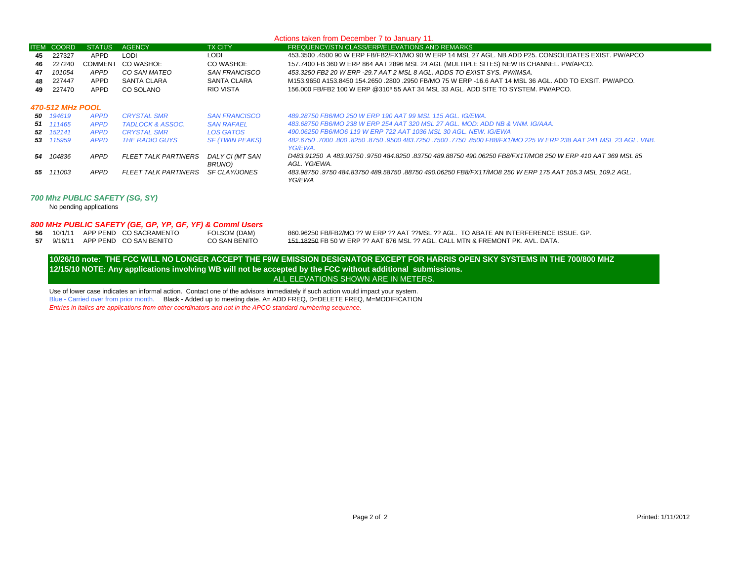Actions taken from December 7 to January 11.

| ITEM | COORD | STATUS | AGENCY | TX CITY | FREQUENCY/STN CLASS/ERP/ELEVATIONS AND REMARKS |
|---|---|---|---|---|---|
| 45 | 227327 | APPD | LODI | LODI | 453.3500 .4500 90 W ERP FB/FB2/FX1/MO 90 W ERP 14 MSL 27 AGL. NB ADD P25. CONSOLIDATES EXIST. PW/APCO |
| 46 | 227240 | COMMENT | CO WASHOE | CO WASHOE | 157.7400 FB 360 W ERP 864 AAT 2896 MSL 24 AGL (MULTIPLE SITES) NEW IB CHANNEL. PW/APCO. |
| *47* | *101054* | *APPD* | *CO SAN MATEO* | *SAN FRANCISCO* | *453.3250 FB2 20 W ERP -29.7 AAT 2 MSL 8 AGL. ADDS TO EXIST SYS. PW/IMSA.* |
| 48 | 227447 | APPD | SANTA CLARA | SANTA CLARA | M153.9650 A153.8450 154.2650 .2800 .2950 FB/MO 75 W ERP -16.6 AAT 14 MSL 36 AGL. ADD TO EXSIT. PW/APCO. |
| 49 | 227470 | APPD | CO SOLANO | RIO VISTA | 156.000 FB/FB2 100 W ERP @310º 55 AAT 34 MSL 33 AGL. ADD SITE TO SYSTEM. PW/APCO. |

### *470-512 MHz POOL*

| ITEM | COORD | STATUS | AGENCY | TX CITY | FREQUENCY/STN CLASS/ERP/ELEVATIONS AND REMARKS |
|---|---|---|---|---|---|
| *50* | *194619* | *APPD* | *CRYSTAL SMR* | *SAN FRANCISCO* | *489.28750 FB6/MO 250 W ERP 190 AAT 99 MSL 115 AGL. IG/EWA.* |
| *51* | *111465* | *APPD* | *TADLOCK & ASSOC.* | *SAN RAFAEL* | *483.68750 FB6/MO 238 W ERP 254 AAT 320 MSL 27 AGL. MOD: ADD NB & VNM. IG/AAA.* |
| *52* | *152141* | *APPD* | *CRYSTAL SMR* | *LOS GATOS* | *490.06250 FB6/MO6 119 W ERP 722 AAT 1036 MSL 30 AGL. NEW. IG/EWA* |
| *53* | *115959* | *APPD* | *THE RADIO GUYS* | *SF (TWIN PEAKS)* | *482.6750 .7000 .800 .8250 .8750 .9500 483.7250 .7500 .7750 .8500 FB8/FX1/MO 225 W ERP 238 AAT 241 MSL 23 AGL. VNB. YG/EWA.* |
| *54* | *104836* | *APPD* | *FLEET TALK PARTINERS* | *DALY CI (MT SAN BRUNO)* | *D483.91250 A 483.93750 .9750 484.8250 .83750 489.88750 490.06250 FB8/FX1T/MO8 250 W ERP 410 AAT 369 MSL 85 AGL. YG/EWA.* |
| *55* | *111003* | *APPD* | *FLEET TALK PARTINERS* | *SF CLAY/JONES* | *483.98750 .9750 484.83750 489.58750 .88750 490.06250 FB8/FX1T/MO8 250 W ERP 175 AAT 105.3 MSL 109.2 AGL. YG/EWA* |

### *700 Mhz PUBLIC SAFETY (SG, SY)*

No pending applications

### *800 MHz PUBLIC SAFETY (GE, GP, YP, GF, YF) & Comml Users*

| ITEM | COORD | STATUS | AGENCY | TX CITY | FREQUENCY/STN CLASS/ERP/ELEVATIONS AND REMARKS |
|---|---|---|---|---|---|
| 56 | 10/1/11 | APP PEND | CO SACRAMENTO | FOLSOM (DAM) | 860.96250 FB/FB2/MO ?? W ERP ?? AAT ??MSL ?? AGL. TO ABATE AN INTERFERENCE ISSUE. GP. |
| 57 | 9/16/11 | APP PEND | CO SAN BENITO | CO SAN BENITO | ~~151.18250~~ FB 50 W ERP ?? AAT 876 MSL ?? AGL. CALL MTN & FREMONT PK. AVL. DATA. |

**10/26/10 note: THE FCC WILL NO LONGER ACCEPT THE F9W EMISSION DESIGNATOR EXCEPT FOR HARRIS OPEN SKY SYSTEMS IN THE 700/800 MHZ**

**12/15/10 NOTE: Any applications involving WB will not be accepted by the FCC without additional submissions.**

ALL ELEVATIONS SHOWN ARE IN METERS.

Use of lower case indicates an informal action. Contact one of the advisors immediately if such action would impact your system.

Blue - Carried over from prior month. Black - Added up to meeting date. A= ADD FREQ, D=DELETE FREQ, M=MODIFICATION

*Entries in italics are applications from other coordinators and not in the APCO standard numbering sequence.*

Printed: 1/11/2012